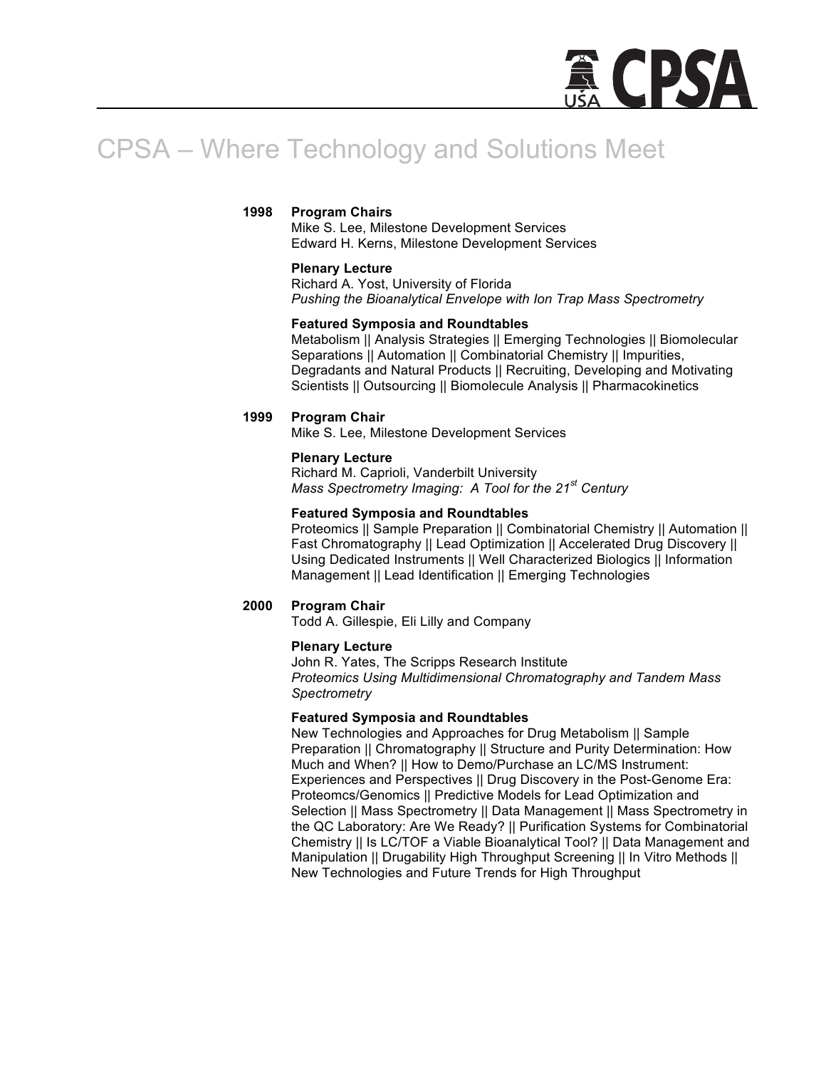# CPSA – Where Technology and Solutions Meet

## 1998

**Program Chairs**
Mike S. Lee, Milestone Development Services
Edward H. Kerns, Milestone Development Services

**Plenary Lecture**
Richard A. Yost, University of Florida
*Pushing the Bioanalytical Envelope with Ion Trap Mass Spectrometry*

**Featured Symposia and Roundtables**
Metabolism || Analysis Strategies || Emerging Technologies || Biomolecular Separations || Automation || Combinatorial Chemistry || Impurities, Degradants and Natural Products || Recruiting, Developing and Motivating Scientists || Outsourcing || Biomolecule Analysis || Pharmacokinetics

## 1999

**Program Chair**
Mike S. Lee, Milestone Development Services

**Plenary Lecture**
Richard M. Caprioli, Vanderbilt University
*Mass Spectrometry Imaging: A Tool for the 21st Century*

**Featured Symposia and Roundtables**
Proteomics || Sample Preparation || Combinatorial Chemistry || Automation || Fast Chromatography || Lead Optimization || Accelerated Drug Discovery || Using Dedicated Instruments || Well Characterized Biologics || Information Management || Lead Identification || Emerging Technologies

## 2000

**Program Chair**
Todd A. Gillespie, Eli Lilly and Company

**Plenary Lecture**
John R. Yates, The Scripps Research Institute
*Proteomics Using Multidimensional Chromatography and Tandem Mass Spectrometry*

**Featured Symposia and Roundtables**
New Technologies and Approaches for Drug Metabolism || Sample Preparation || Chromatography || Structure and Purity Determination: How Much and When? || How to Demo/Purchase an LC/MS Instrument: Experiences and Perspectives || Drug Discovery in the Post-Genome Era: Proteomcs/Genomics || Predictive Models for Lead Optimization and Selection || Mass Spectrometry || Data Management || Mass Spectrometry in the QC Laboratory: Are We Ready? || Purification Systems for Combinatorial Chemistry || Is LC/TOF a Viable Bioanalytical Tool? || Data Management and Manipulation || Drugability High Throughput Screening || In Vitro Methods || New Technologies and Future Trends for High Throughput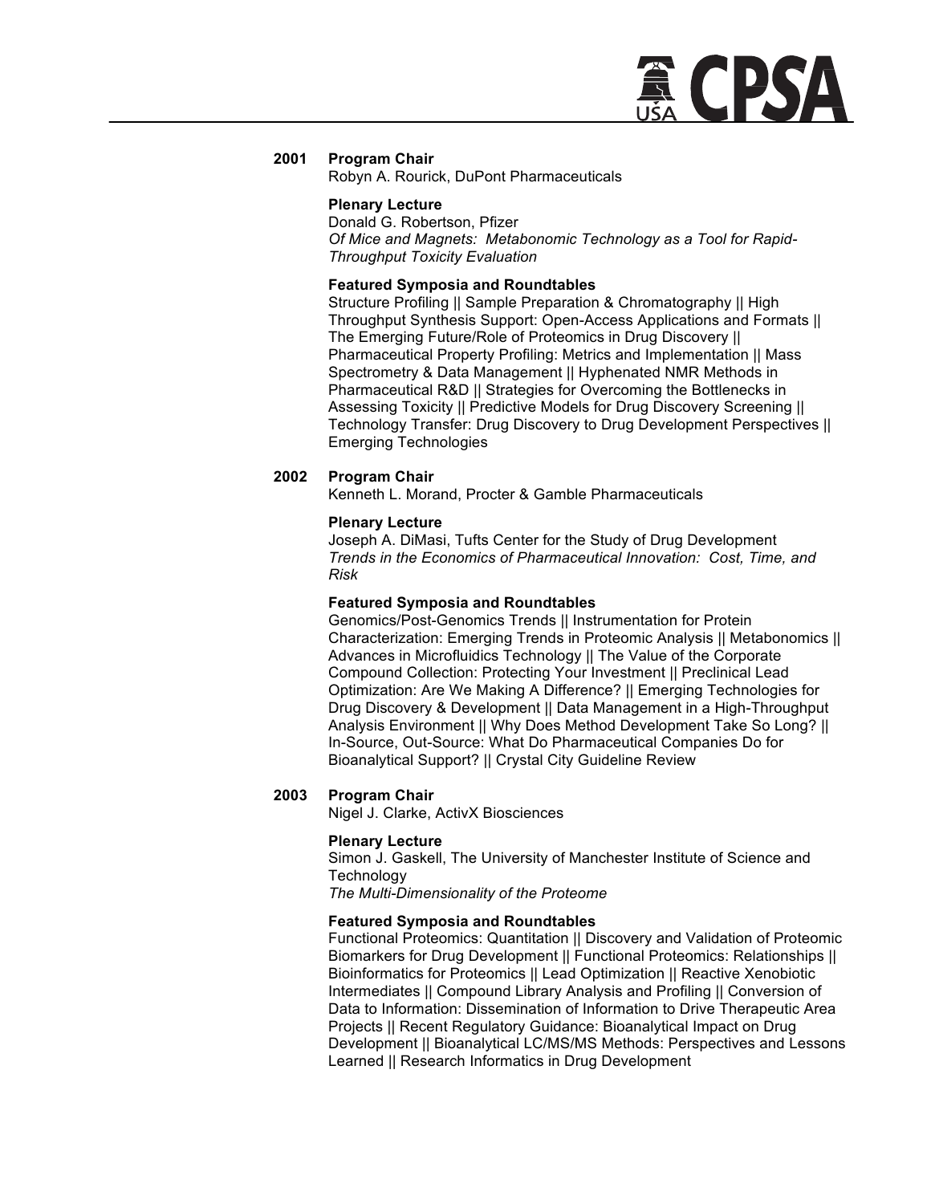## 2001

**Program Chair**
Robyn A. Rourick, DuPont Pharmaceuticals

**Plenary Lecture**
Donald G. Robertson, Pfizer
*Of Mice and Magnets: Metabonomic Technology as a Tool for Rapid-Throughput Toxicity Evaluation*

**Featured Symposia and Roundtables**
Structure Profiling || Sample Preparation & Chromatography || High Throughput Synthesis Support: Open-Access Applications and Formats || The Emerging Future/Role of Proteomics in Drug Discovery || Pharmaceutical Property Profiling: Metrics and Implementation || Mass Spectrometry & Data Management || Hyphenated NMR Methods in Pharmaceutical R&D || Strategies for Overcoming the Bottlenecks in Assessing Toxicity || Predictive Models for Drug Discovery Screening || Technology Transfer: Drug Discovery to Drug Development Perspectives || Emerging Technologies

## 2002

**Program Chair**
Kenneth L. Morand, Procter & Gamble Pharmaceuticals

**Plenary Lecture**
Joseph A. DiMasi, Tufts Center for the Study of Drug Development
*Trends in the Economics of Pharmaceutical Innovation: Cost, Time, and Risk*

**Featured Symposia and Roundtables**
Genomics/Post-Genomics Trends || Instrumentation for Protein Characterization: Emerging Trends in Proteomic Analysis || Metabonomics || Advances in Microfluidics Technology || The Value of the Corporate Compound Collection: Protecting Your Investment || Preclinical Lead Optimization: Are We Making A Difference? || Emerging Technologies for Drug Discovery & Development || Data Management in a High-Throughput Analysis Environment || Why Does Method Development Take So Long? || In-Source, Out-Source: What Do Pharmaceutical Companies Do for Bioanalytical Support? || Crystal City Guideline Review

## 2003

**Program Chair**
Nigel J. Clarke, ActivX Biosciences

**Plenary Lecture**
Simon J. Gaskell, The University of Manchester Institute of Science and Technology
*The Multi-Dimensionality of the Proteome*

**Featured Symposia and Roundtables**
Functional Proteomics: Quantitation || Discovery and Validation of Proteomic Biomarkers for Drug Development || Functional Proteomics: Relationships || Bioinformatics for Proteomics || Lead Optimization || Reactive Xenobiotic Intermediates || Compound Library Analysis and Profiling || Conversion of Data to Information: Dissemination of Information to Drive Therapeutic Area Projects || Recent Regulatory Guidance: Bioanalytical Impact on Drug Development || Bioanalytical LC/MS/MS Methods: Perspectives and Lessons Learned || Research Informatics in Drug Development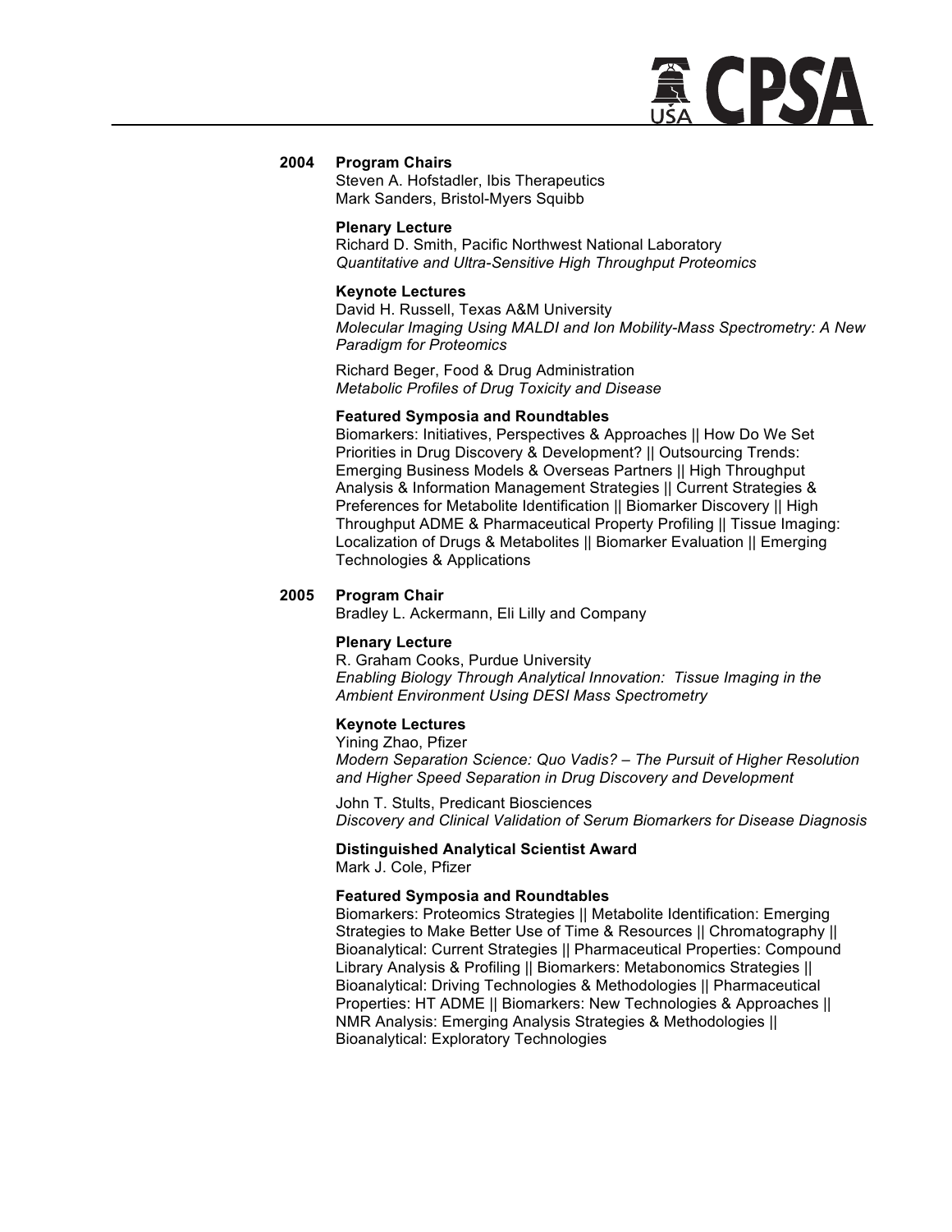## 2004

**Program Chairs**
Steven A. Hofstadler, Ibis Therapeutics
Mark Sanders, Bristol-Myers Squibb

**Plenary Lecture**
Richard D. Smith, Pacific Northwest National Laboratory
*Quantitative and Ultra-Sensitive High Throughput Proteomics*

**Keynote Lectures**
David H. Russell, Texas A&M University
*Molecular Imaging Using MALDI and Ion Mobility-Mass Spectrometry: A New Paradigm for Proteomics*

Richard Beger, Food & Drug Administration
*Metabolic Profiles of Drug Toxicity and Disease*

**Featured Symposia and Roundtables**
Biomarkers: Initiatives, Perspectives & Approaches || How Do We Set Priorities in Drug Discovery & Development? || Outsourcing Trends: Emerging Business Models & Overseas Partners || High Throughput Analysis & Information Management Strategies || Current Strategies & Preferences for Metabolite Identification || Biomarker Discovery || High Throughput ADME & Pharmaceutical Property Profiling || Tissue Imaging: Localization of Drugs & Metabolites || Biomarker Evaluation || Emerging Technologies & Applications

## 2005

**Program Chair**
Bradley L. Ackermann, Eli Lilly and Company

**Plenary Lecture**
R. Graham Cooks, Purdue University
*Enabling Biology Through Analytical Innovation: Tissue Imaging in the Ambient Environment Using DESI Mass Spectrometry*

**Keynote Lectures**
Yining Zhao, Pfizer
*Modern Separation Science: Quo Vadis? – The Pursuit of Higher Resolution and Higher Speed Separation in Drug Discovery and Development*

John T. Stults, Predicant Biosciences
*Discovery and Clinical Validation of Serum Biomarkers for Disease Diagnosis*

**Distinguished Analytical Scientist Award**
Mark J. Cole, Pfizer

**Featured Symposia and Roundtables**
Biomarkers: Proteomics Strategies || Metabolite Identification: Emerging Strategies to Make Better Use of Time & Resources || Chromatography || Bioanalytical: Current Strategies || Pharmaceutical Properties: Compound Library Analysis & Profiling || Biomarkers: Metabonomics Strategies || Bioanalytical: Driving Technologies & Methodologies || Pharmaceutical Properties: HT ADME || Biomarkers: New Technologies & Approaches || NMR Analysis: Emerging Analysis Strategies & Methodologies || Bioanalytical: Exploratory Technologies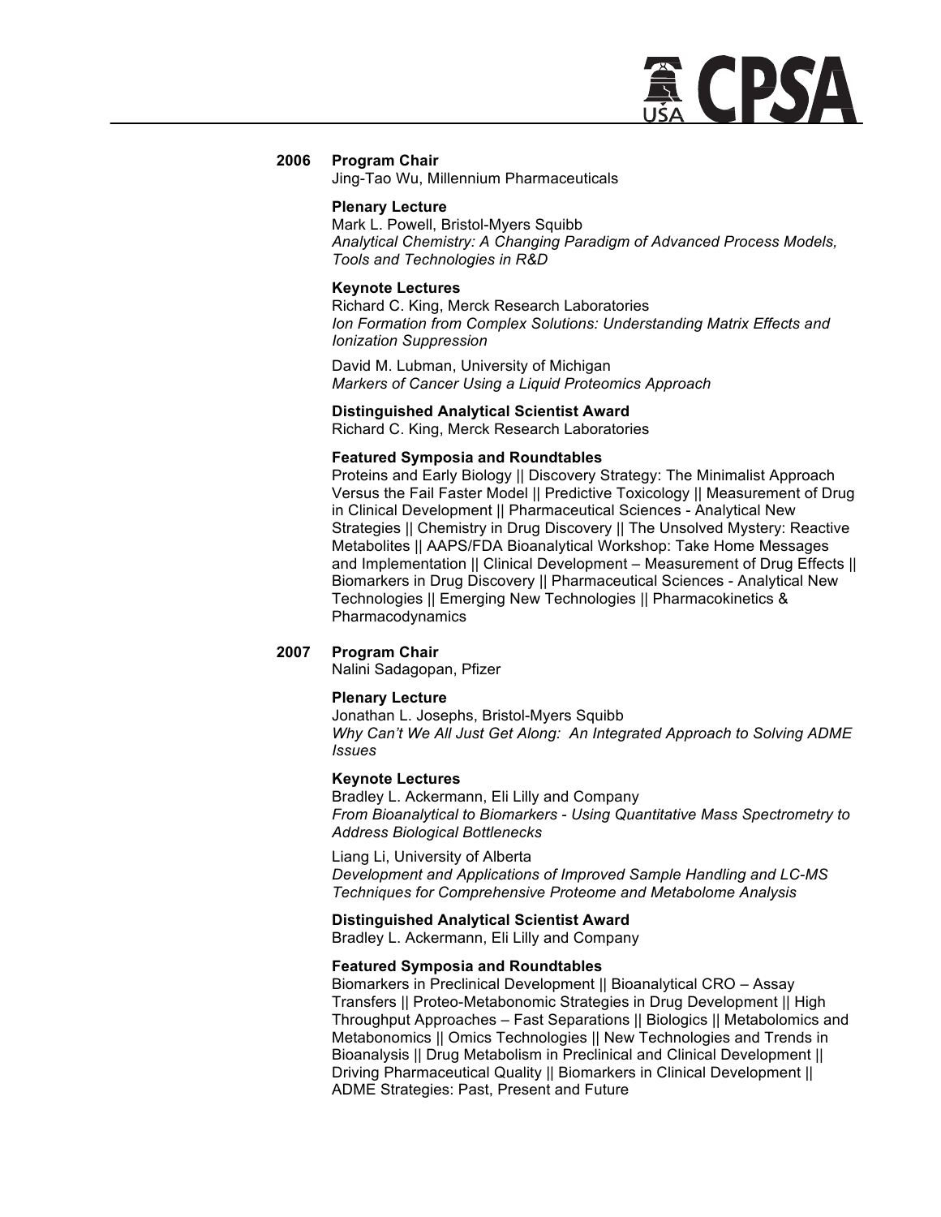## 2006

**Program Chair**
Jing-Tao Wu, Millennium Pharmaceuticals

**Plenary Lecture**
Mark L. Powell, Bristol-Myers Squibb
*Analytical Chemistry: A Changing Paradigm of Advanced Process Models, Tools and Technologies in R&D*

**Keynote Lectures**
Richard C. King, Merck Research Laboratories
*Ion Formation from Complex Solutions: Understanding Matrix Effects and Ionization Suppression*

David M. Lubman, University of Michigan
*Markers of Cancer Using a Liquid Proteomics Approach*

**Distinguished Analytical Scientist Award**
Richard C. King, Merck Research Laboratories

**Featured Symposia and Roundtables**
Proteins and Early Biology || Discovery Strategy: The Minimalist Approach Versus the Fail Faster Model || Predictive Toxicology || Measurement of Drug in Clinical Development || Pharmaceutical Sciences - Analytical New Strategies || Chemistry in Drug Discovery || The Unsolved Mystery: Reactive Metabolites || AAPS/FDA Bioanalytical Workshop: Take Home Messages and Implementation || Clinical Development – Measurement of Drug Effects || Biomarkers in Drug Discovery || Pharmaceutical Sciences - Analytical New Technologies || Emerging New Technologies || Pharmacokinetics & Pharmacodynamics

## 2007

**Program Chair**
Nalini Sadagopan, Pfizer

**Plenary Lecture**
Jonathan L. Josephs, Bristol-Myers Squibb
*Why Can't We All Just Get Along: An Integrated Approach to Solving ADME Issues*

**Keynote Lectures**
Bradley L. Ackermann, Eli Lilly and Company
*From Bioanalytical to Biomarkers - Using Quantitative Mass Spectrometry to Address Biological Bottlenecks*

Liang Li, University of Alberta
*Development and Applications of Improved Sample Handling and LC-MS Techniques for Comprehensive Proteome and Metabolome Analysis*

**Distinguished Analytical Scientist Award**
Bradley L. Ackermann, Eli Lilly and Company

**Featured Symposia and Roundtables**
Biomarkers in Preclinical Development || Bioanalytical CRO – Assay Transfers || Proteo-Metabonomic Strategies in Drug Development || High Throughput Approaches – Fast Separations || Biologics || Metabolomics and Metabonomics || Omics Technologies || New Technologies and Trends in Bioanalysis || Drug Metabolism in Preclinical and Clinical Development || Driving Pharmaceutical Quality || Biomarkers in Clinical Development || ADME Strategies: Past, Present and Future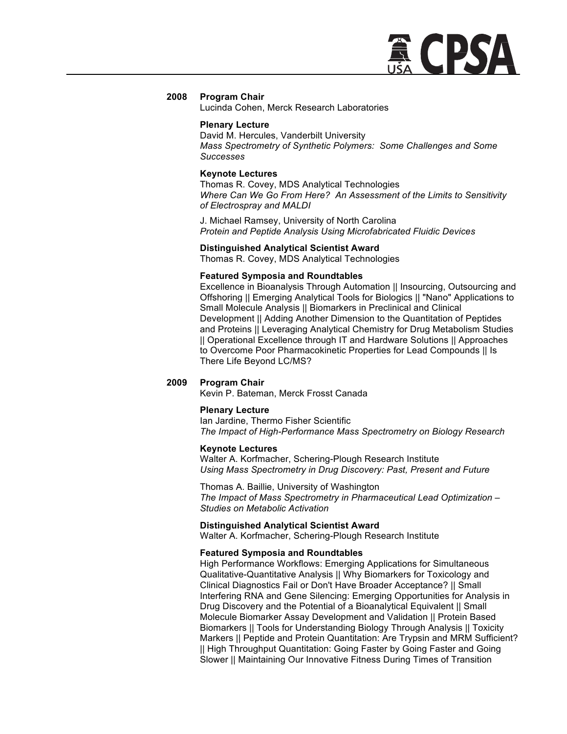## 2008

**Program Chair**
Lucinda Cohen, Merck Research Laboratories

**Plenary Lecture**
David M. Hercules, Vanderbilt University
*Mass Spectrometry of Synthetic Polymers: Some Challenges and Some Successes*

**Keynote Lectures**
Thomas R. Covey, MDS Analytical Technologies
*Where Can We Go From Here? An Assessment of the Limits to Sensitivity of Electrospray and MALDI*

J. Michael Ramsey, University of North Carolina
*Protein and Peptide Analysis Using Microfabricated Fluidic Devices*

**Distinguished Analytical Scientist Award**
Thomas R. Covey, MDS Analytical Technologies

**Featured Symposia and Roundtables**
Excellence in Bioanalysis Through Automation || Insourcing, Outsourcing and Offshoring || Emerging Analytical Tools for Biologics || "Nano" Applications to Small Molecule Analysis || Biomarkers in Preclinical and Clinical Development || Adding Another Dimension to the Quantitation of Peptides and Proteins || Leveraging Analytical Chemistry for Drug Metabolism Studies || Operational Excellence through IT and Hardware Solutions || Approaches to Overcome Poor Pharmacokinetic Properties for Lead Compounds || Is There Life Beyond LC/MS?

## 2009

**Program Chair**
Kevin P. Bateman, Merck Frosst Canada

**Plenary Lecture**
Ian Jardine, Thermo Fisher Scientific
*The Impact of High-Performance Mass Spectrometry on Biology Research*

**Keynote Lectures**
Walter A. Korfmacher, Schering-Plough Research Institute
*Using Mass Spectrometry in Drug Discovery: Past, Present and Future*

Thomas A. Baillie, University of Washington
*The Impact of Mass Spectrometry in Pharmaceutical Lead Optimization – Studies on Metabolic Activation*

**Distinguished Analytical Scientist Award**
Walter A. Korfmacher, Schering-Plough Research Institute

**Featured Symposia and Roundtables**
High Performance Workflows: Emerging Applications for Simultaneous Qualitative-Quantitative Analysis || Why Biomarkers for Toxicology and Clinical Diagnostics Fail or Don't Have Broader Acceptance? || Small Interfering RNA and Gene Silencing: Emerging Opportunities for Analysis in Drug Discovery and the Potential of a Bioanalytical Equivalent || Small Molecule Biomarker Assay Development and Validation || Protein Based Biomarkers || Tools for Understanding Biology Through Analysis || Toxicity Markers || Peptide and Protein Quantitation: Are Trypsin and MRM Sufficient? || High Throughput Quantitation: Going Faster by Going Faster and Going Slower || Maintaining Our Innovative Fitness During Times of Transition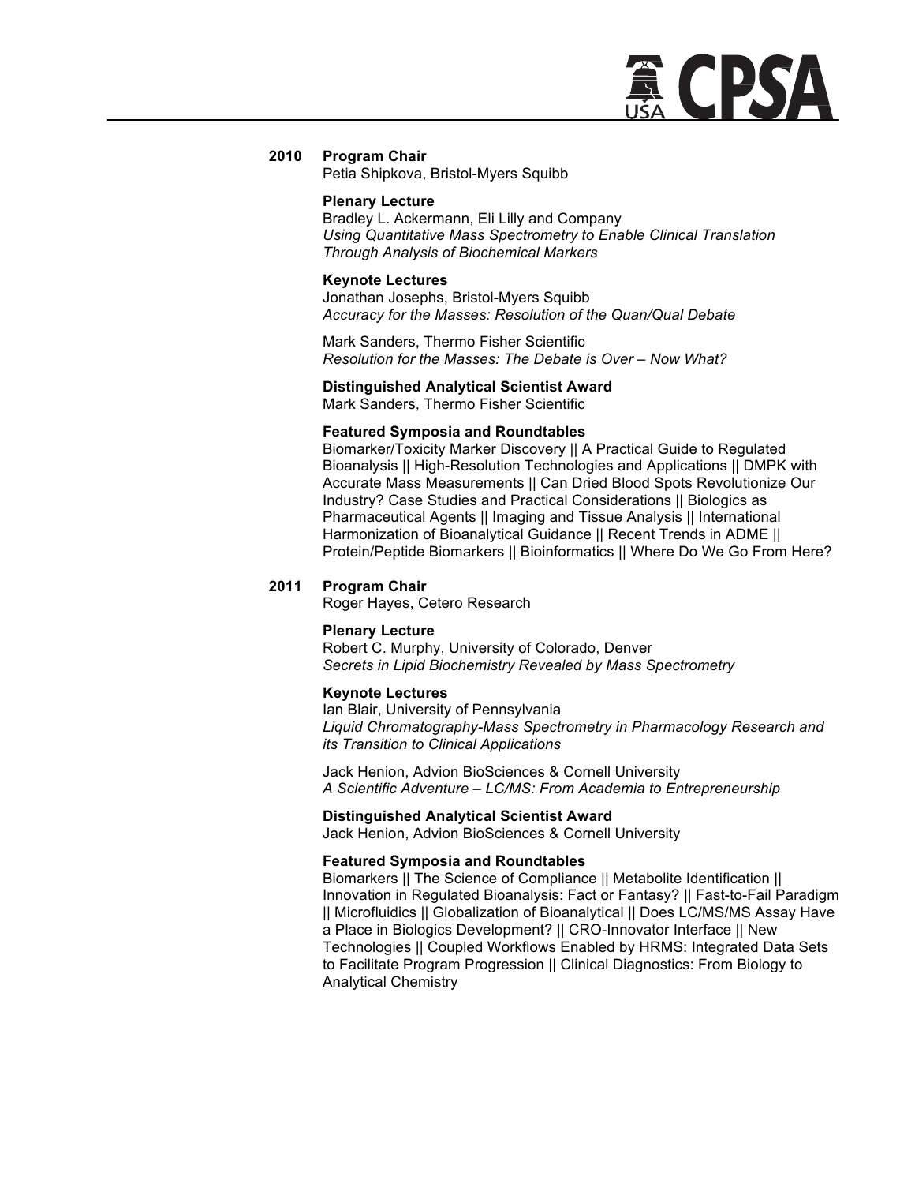## 2010

**Program Chair**
Petia Shipkova, Bristol-Myers Squibb

**Plenary Lecture**
Bradley L. Ackermann, Eli Lilly and Company
*Using Quantitative Mass Spectrometry to Enable Clinical Translation Through Analysis of Biochemical Markers*

**Keynote Lectures**
Jonathan Josephs, Bristol-Myers Squibb
*Accuracy for the Masses: Resolution of the Quan/Qual Debate*

Mark Sanders, Thermo Fisher Scientific
*Resolution for the Masses: The Debate is Over – Now What?*

**Distinguished Analytical Scientist Award**
Mark Sanders, Thermo Fisher Scientific

**Featured Symposia and Roundtables**
Biomarker/Toxicity Marker Discovery || A Practical Guide to Regulated Bioanalysis || High-Resolution Technologies and Applications || DMPK with Accurate Mass Measurements || Can Dried Blood Spots Revolutionize Our Industry? Case Studies and Practical Considerations || Biologics as Pharmaceutical Agents || Imaging and Tissue Analysis || International Harmonization of Bioanalytical Guidance || Recent Trends in ADME || Protein/Peptide Biomarkers || Bioinformatics || Where Do We Go From Here?

## 2011

**Program Chair**
Roger Hayes, Cetero Research

**Plenary Lecture**
Robert C. Murphy, University of Colorado, Denver
*Secrets in Lipid Biochemistry Revealed by Mass Spectrometry*

**Keynote Lectures**
Ian Blair, University of Pennsylvania
*Liquid Chromatography-Mass Spectrometry in Pharmacology Research and its Transition to Clinical Applications*

Jack Henion, Advion BioSciences & Cornell University
*A Scientific Adventure – LC/MS: From Academia to Entrepreneurship*

**Distinguished Analytical Scientist Award**
Jack Henion, Advion BioSciences & Cornell University

**Featured Symposia and Roundtables**
Biomarkers || The Science of Compliance || Metabolite Identification || Innovation in Regulated Bioanalysis: Fact or Fantasy? || Fast-to-Fail Paradigm || Microfluidics || Globalization of Bioanalytical || Does LC/MS/MS Assay Have a Place in Biologics Development? || CRO-Innovator Interface || New Technologies || Coupled Workflows Enabled by HRMS: Integrated Data Sets to Facilitate Program Progression || Clinical Diagnostics: From Biology to Analytical Chemistry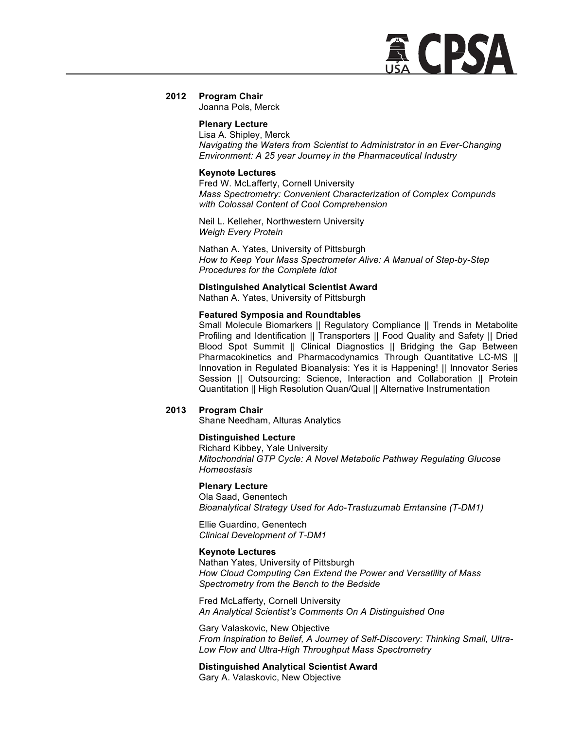**2012 Program Chair**
Joanna Pols, Merck

**Plenary Lecture**
Lisa A. Shipley, Merck
*Navigating the Waters from Scientist to Administrator in an Ever-Changing Environment: A 25 year Journey in the Pharmaceutical Industry*

**Keynote Lectures**
Fred W. McLafferty, Cornell University
*Mass Spectrometry: Convenient Characterization of Complex Compunds with Colossal Content of Cool Comprehension*

Neil L. Kelleher, Northwestern University
*Weigh Every Protein*

Nathan A. Yates, University of Pittsburgh
*How to Keep Your Mass Spectrometer Alive: A Manual of Step-by-Step Procedures for the Complete Idiot*

**Distinguished Analytical Scientist Award**
Nathan A. Yates, University of Pittsburgh

**Featured Symposia and Roundtables**
Small Molecule Biomarkers || Regulatory Compliance || Trends in Metabolite Profiling and Identification || Transporters || Food Quality and Safety || Dried Blood Spot Summit || Clinical Diagnostics || Bridging the Gap Between Pharmacokinetics and Pharmacodynamics Through Quantitative LC-MS || Innovation in Regulated Bioanalysis: Yes it is Happening! || Innovator Series Session || Outsourcing: Science, Interaction and Collaboration || Protein Quantitation || High Resolution Quan/Qual || Alternative Instrumentation

**2013 Program Chair**
Shane Needham, Alturas Analytics

**Distinguished Lecture**
Richard Kibbey, Yale University
*Mitochondrial GTP Cycle: A Novel Metabolic Pathway Regulating Glucose Homeostasis*

**Plenary Lecture**
Ola Saad, Genentech
*Bioanalytical Strategy Used for Ado-Trastuzumab Emtansine (T-DM1)*

Ellie Guardino, Genentech
*Clinical Development of T-DM1*

**Keynote Lectures**
Nathan Yates, University of Pittsburgh
*How Cloud Computing Can Extend the Power and Versatility of Mass Spectrometry from the Bench to the Bedside*

Fred McLafferty, Cornell University
*An Analytical Scientist's Comments On A Distinguished One*

Gary Valaskovic, New Objective
*From Inspiration to Belief, A Journey of Self-Discovery: Thinking Small, Ultra-Low Flow and Ultra-High Throughput Mass Spectrometry*

**Distinguished Analytical Scientist Award**
Gary A. Valaskovic, New Objective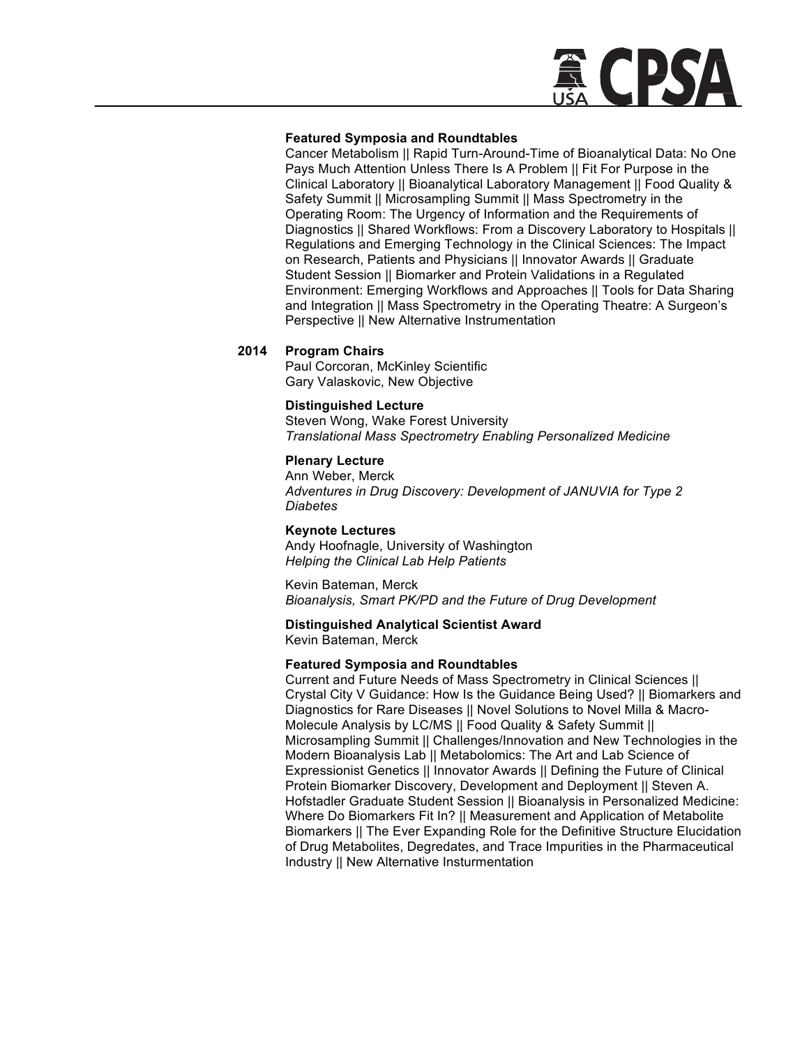**Featured Symposia and Roundtables**
Cancer Metabolism || Rapid Turn-Around-Time of Bioanalytical Data: No One Pays Much Attention Unless There Is A Problem || Fit For Purpose in the Clinical Laboratory || Bioanalytical Laboratory Management || Food Quality & Safety Summit || Microsampling Summit || Mass Spectrometry in the Operating Room: The Urgency of Information and the Requirements of Diagnostics || Shared Workflows: From a Discovery Laboratory to Hospitals || Regulations and Emerging Technology in the Clinical Sciences: The Impact on Research, Patients and Physicians || Innovator Awards || Graduate Student Session || Biomarker and Protein Validations in a Regulated Environment: Emerging Workflows and Approaches || Tools for Data Sharing and Integration || Mass Spectrometry in the Operating Theatre: A Surgeon's Perspective || New Alternative Instrumentation

## 2014

**Program Chairs**
Paul Corcoran, McKinley Scientific
Gary Valaskovic, New Objective

**Distinguished Lecture**
Steven Wong, Wake Forest University
*Translational Mass Spectrometry Enabling Personalized Medicine*

**Plenary Lecture**
Ann Weber, Merck
*Adventures in Drug Discovery: Development of JANUVIA for Type 2 Diabetes*

**Keynote Lectures**
Andy Hoofnagle, University of Washington
*Helping the Clinical Lab Help Patients*

Kevin Bateman, Merck
*Bioanalysis, Smart PK/PD and the Future of Drug Development*

**Distinguished Analytical Scientist Award**
Kevin Bateman, Merck

**Featured Symposia and Roundtables**
Current and Future Needs of Mass Spectrometry in Clinical Sciences || Crystal City V Guidance: How Is the Guidance Being Used? || Biomarkers and Diagnostics for Rare Diseases || Novel Solutions to Novel Milla & Macro-Molecule Analysis by LC/MS || Food Quality & Safety Summit || Microsampling Summit || Challenges/Innovation and New Technologies in the Modern Bioanalysis Lab || Metabolomics: The Art and Lab Science of Expressionist Genetics || Innovator Awards || Defining the Future of Clinical Protein Biomarker Discovery, Development and Deployment || Steven A. Hofstadler Graduate Student Session || Bioanalysis in Personalized Medicine: Where Do Biomarkers Fit In? || Measurement and Application of Metabolite Biomarkers || The Ever Expanding Role for the Definitive Structure Elucidation of Drug Metabolites, Degredates, and Trace Impurities in the Pharmaceutical Industry || New Alternative Insturmentation